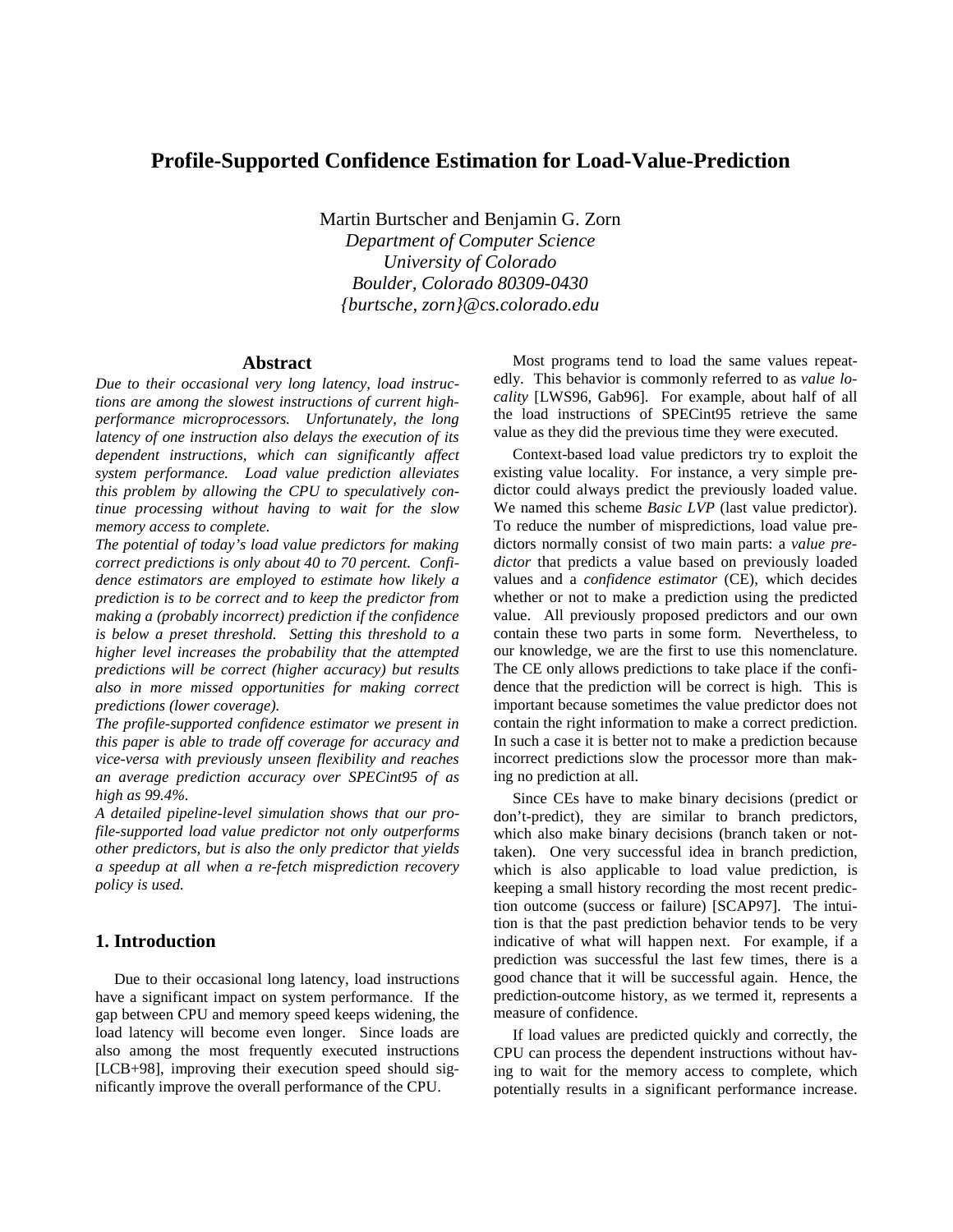# Profile-Supported Confidence Estimation for Load-Value-Prediction

Martin Burtscher and Benjamin G. Zorn
*Department of Computer Science*
*University of Colorado*
*Boulder, Colorado 80309-0430*
*{burtsche, zorn}@cs.colorado.edu*

## Abstract

*Due to their occasional very long latency, load instructions are among the slowest instructions of current high-performance microprocessors. Unfortunately, the long latency of one instruction also delays the execution of its dependent instructions, which can significantly affect system performance. Load value prediction alleviates this problem by allowing the CPU to speculatively continue processing without having to wait for the slow memory access to complete.*

*The potential of today's load value predictors for making correct predictions is only about 40 to 70 percent. Confidence estimators are employed to estimate how likely a prediction is to be correct and to keep the predictor from making a (probably incorrect) prediction if the confidence is below a preset threshold. Setting this threshold to a higher level increases the probability that the attempted predictions will be correct (higher accuracy) but results also in more missed opportunities for making correct predictions (lower coverage).*

*The profile-supported confidence estimator we present in this paper is able to trade off coverage for accuracy and vice-versa with previously unseen flexibility and reaches an average prediction accuracy over SPECint95 of as high as 99.4%.*

*A detailed pipeline-level simulation shows that our profile-supported load value predictor not only outperforms other predictors, but is also the only predictor that yields a speedup at all when a re-fetch misprediction recovery policy is used.*

## 1. Introduction

Due to their occasional long latency, load instructions have a significant impact on system performance. If the gap between CPU and memory speed keeps widening, the load latency will become even longer. Since loads are also among the most frequently executed instructions [LCB+98], improving their execution speed should significantly improve the overall performance of the CPU.

Most programs tend to load the same values repeatedly. This behavior is commonly referred to as *value locality* [LWS96, Gab96]. For example, about half of all the load instructions of SPECint95 retrieve the same value as they did the previous time they were executed.

Context-based load value predictors try to exploit the existing value locality. For instance, a very simple predictor could always predict the previously loaded value. We named this scheme *Basic LVP* (last value predictor). To reduce the number of mispredictions, load value predictors normally consist of two main parts: a *value predictor* that predicts a value based on previously loaded values and a *confidence estimator* (CE), which decides whether or not to make a prediction using the predicted value. All previously proposed predictors and our own contain these two parts in some form. Nevertheless, to our knowledge, we are the first to use this nomenclature. The CE only allows predictions to take place if the confidence that the prediction will be correct is high. This is important because sometimes the value predictor does not contain the right information to make a correct prediction. In such a case it is better not to make a prediction because incorrect predictions slow the processor more than making no prediction at all.

Since CEs have to make binary decisions (predict or don't-predict), they are similar to branch predictors, which also make binary decisions (branch taken or not-taken). One very successful idea in branch prediction, which is also applicable to load value prediction, is keeping a small history recording the most recent prediction outcome (success or failure) [SCAP97]. The intuition is that the past prediction behavior tends to be very indicative of what will happen next. For example, if a prediction was successful the last few times, there is a good chance that it will be successful again. Hence, the prediction-outcome history, as we termed it, represents a measure of confidence.

If load values are predicted quickly and correctly, the CPU can process the dependent instructions without having to wait for the memory access to complete, which potentially results in a significant performance increase.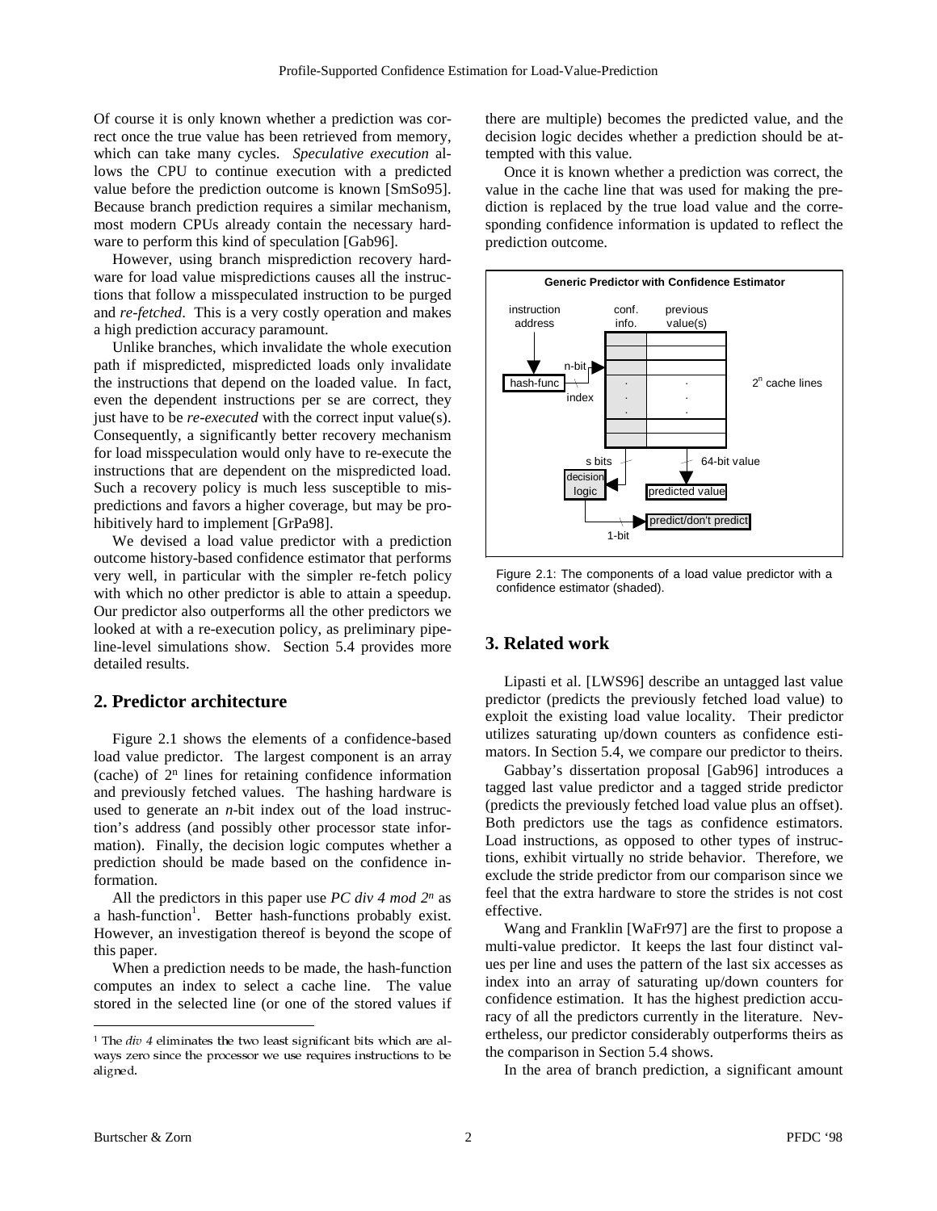Of course it is only known whether a prediction was correct once the true value has been retrieved from memory, which can take many cycles. *Speculative execution* allows the CPU to continue execution with a predicted value before the prediction outcome is known [SmSo95]. Because branch prediction requires a similar mechanism, most modern CPUs already contain the necessary hardware to perform this kind of speculation [Gab96].

However, using branch misprediction recovery hardware for load value mispredictions causes all the instructions that follow a misspeculated instruction to be purged and *re-fetched*. This is a very costly operation and makes a high prediction accuracy paramount.

Unlike branches, which invalidate the whole execution path if mispredicted, mispredicted loads only invalidate the instructions that depend on the loaded value. In fact, even the dependent instructions per se are correct, they just have to be *re-executed* with the correct input value(s). Consequently, a significantly better recovery mechanism for load misspeculation would only have to re-execute the instructions that are dependent on the mispredicted load. Such a recovery policy is much less susceptible to mispredictions and favors a higher coverage, but may be prohibitively hard to implement [GrPa98].

We devised a load value predictor with a prediction outcome history-based confidence estimator that performs very well, in particular with the simpler re-fetch policy with which no other predictor is able to attain a speedup. Our predictor also outperforms all the other predictors we looked at with a re-execution policy, as preliminary pipeline-level simulations show. Section 5.4 provides more detailed results.

## 2. Predictor architecture

Figure 2.1 shows the elements of a confidence-based load value predictor. The largest component is an array (cache) of $2^n$ lines for retaining confidence information and previously fetched values. The hashing hardware is used to generate an *n*-bit index out of the load instruction's address (and possibly other processor state information). Finally, the decision logic computes whether a prediction should be made based on the confidence information.

All the predictors in this paper use *PC div 4 mod $2^n$* as a hash-function[1]. Better hash-functions probably exist. However, an investigation thereof is beyond the scope of this paper.

When a prediction needs to be made, the hash-function computes an index to select a cache line. The value stored in the selected line (or one of the stored values if there are multiple) becomes the predicted value, and the decision logic decides whether a prediction should be attempted with this value.

Once it is known whether a prediction was correct, the value in the cache line that was used for making the prediction is replaced by the true load value and the corresponding confidence information is updated to reflect the prediction outcome.

**Generic Predictor with Confidence Estimator**

Figure 2.1: The components of a load value predictor with a confidence estimator (shaded).

## 3. Related work

Lipasti et al. [LWS96] describe an untagged last value predictor (predicts the previously fetched load value) to exploit the existing load value locality. Their predictor utilizes saturating up/down counters as confidence estimators. In Section 5.4, we compare our predictor to theirs.

Gabbay's dissertation proposal [Gab96] introduces a tagged last value predictor and a tagged stride predictor (predicts the previously fetched load value plus an offset). Both predictors use the tags as confidence estimators. Load instructions, as opposed to other types of instructions, exhibit virtually no stride behavior. Therefore, we exclude the stride predictor from our comparison since we feel that the extra hardware to store the strides is not cost effective.

Wang and Franklin [WaFr97] are the first to propose a multi-value predictor. It keeps the last four distinct values per line and uses the pattern of the last six accesses as index into an array of saturating up/down counters for confidence estimation. It has the highest prediction accuracy of all the predictors currently in the literature. Nevertheless, our predictor considerably outperforms theirs as the comparison in Section 5.4 shows.

In the area of branch prediction, a significant amount

[1] The *div 4* eliminates the two least significant bits which are always zero since the processor we use requires instructions to be aligned.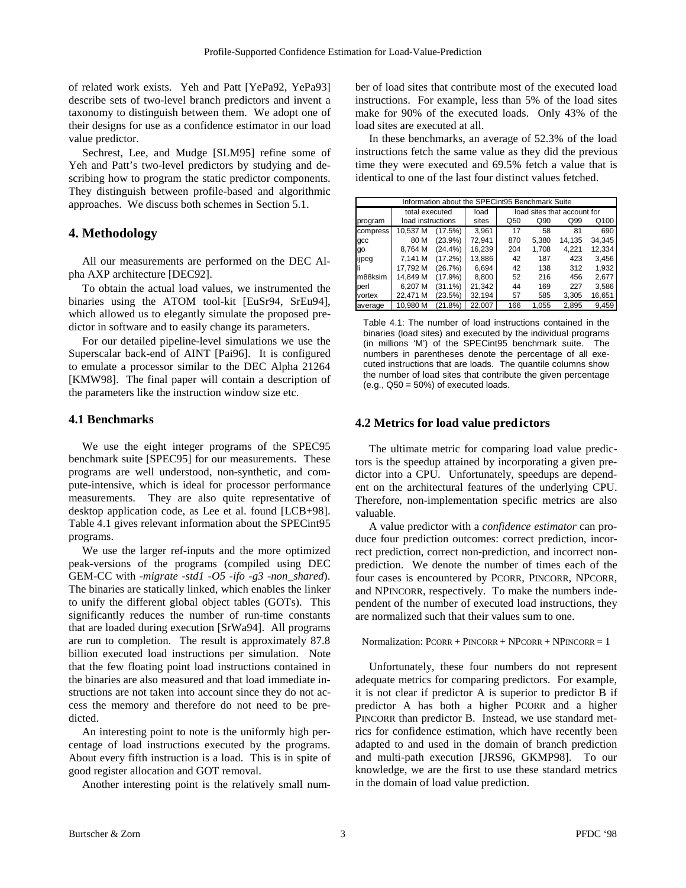of related work exists. Yeh and Patt [YePa92, YePa93] describe sets of two-level branch predictors and invent a taxonomy to distinguish between them. We adopt one of their designs for use as a confidence estimator in our load value predictor.

Sechrest, Lee, and Mudge [SLM95] refine some of Yeh and Patt's two-level predictors by studying and describing how to program the static predictor components. They distinguish between profile-based and algorithmic approaches. We discuss both schemes in Section 5.1.

## 4. Methodology

All our measurements are performed on the DEC Alpha AXP architecture [DEC92].

To obtain the actual load values, we instrumented the binaries using the ATOM tool-kit [EuSr94, SrEu94], which allowed us to elegantly simulate the proposed predictor in software and to easily change its parameters.

For our detailed pipeline-level simulations we use the Superscalar back-end of AINT [Pai96]. It is configured to emulate a processor similar to the DEC Alpha 21264 [KMW98]. The final paper will contain a description of the parameters like the instruction window size etc.

### 4.1 Benchmarks

We use the eight integer programs of the SPEC95 benchmark suite [SPEC95] for our measurements. These programs are well understood, non-synthetic, and compute-intensive, which is ideal for processor performance measurements. They are also quite representative of desktop application code, as Lee et al. found [LCB+98]. Table 4.1 gives relevant information about the SPECint95 programs.

We use the larger ref-inputs and the more optimized peak-versions of the programs (compiled using DEC GEM-CC with *-migrate -std1 -O5 -ifo -g3 -non_shared*). The binaries are statically linked, which enables the linker to unify the different global object tables (GOTs). This significantly reduces the number of run-time constants that are loaded during execution [SrWa94]. All programs are run to completion. The result is approximately 87.8 billion executed load instructions per simulation. Note that the few floating point load instructions contained in the binaries are also measured and that load immediate instructions are not taken into account since they do not access the memory and therefore do not need to be predicted.

An interesting point to note is the uniformly high percentage of load instructions executed by the programs. About every fifth instruction is a load. This is in spite of good register allocation and GOT removal.

Another interesting point is the relatively small number of load sites that contribute most of the executed load instructions. For example, less than 5% of the load sites make for 90% of the executed loads. Only 43% of the load sites are executed at all.

In these benchmarks, an average of 52.3% of the load instructions fetch the same value as they did the previous time they were executed and 69.5% fetch a value that is identical to one of the last four distinct values fetched.

| Information about the SPECint95 Benchmark Suite | | | | | | | |
|---|---|---|---|---|---|---|---|
| | total executed | | load | load sites that account for | | | |
| program | load instructions | | sites | Q50 | Q90 | Q99 | Q100 |
| compress | 10,537 M | (17.5%) | 3,961 | 17 | 58 | 81 | 690 |
| gcc | 80 M | (23.9%) | 72,941 | 870 | 5,380 | 14,135 | 34,345 |
| go | 8,764 M | (24.4%) | 16,239 | 204 | 1,708 | 4,221 | 12,334 |
| ijpeg | 7,141 M | (17.2%) | 13,886 | 42 | 187 | 423 | 3,456 |
| li | 17,792 M | (26.7%) | 6,694 | 42 | 138 | 312 | 1,932 |
| m88ksim | 14,849 M | (17.9%) | 8,800 | 52 | 216 | 456 | 2,677 |
| perl | 6,207 M | (31.1%) | 21,342 | 44 | 169 | 227 | 3,586 |
| vortex | 22,471 M | (23.5%) | 32,194 | 57 | 585 | 3,305 | 16,651 |
| average | 10,980 M | (21.8%) | 22,007 | 166 | 1,055 | 2,895 | 9,459 |

Table 4.1: The number of load instructions contained in the binaries (load sites) and executed by the individual programs (in millions 'M') of the SPECint95 benchmark suite. The numbers in parentheses denote the percentage of all executed instructions that are loads. The quantile columns show the number of load sites that contribute the given percentage (e.g., Q50 = 50%) of executed loads.

### 4.2 Metrics for load value predictors

The ultimate metric for comparing load value predictors is the speedup attained by incorporating a given predictor into a CPU. Unfortunately, speedups are dependent on the architectural features of the underlying CPU. Therefore, non-implementation specific metrics are also valuable.

A value predictor with a *confidence estimator* can produce four prediction outcomes: correct prediction, incorrect prediction, correct non-prediction, and incorrect non-prediction. We denote the number of times each of the four cases is encountered by PCORR, PINCORR, NPCORR, and NPINCORR, respectively. To make the numbers independent of the number of executed load instructions, they are normalized such that their values sum to one.

Normalization: PCORR + PINCORR + NPCORR + NPINCORR = 1

Unfortunately, these four numbers do not represent adequate metrics for comparing predictors. For example, it is not clear if predictor A is superior to predictor B if predictor A has both a higher PCORR and a higher PINCORR than predictor B. Instead, we use standard metrics for confidence estimation, which have recently been adapted to and used in the domain of branch prediction and multi-path execution [JRS96, GKMP98]. To our knowledge, we are the first to use these standard metrics in the domain of load value prediction.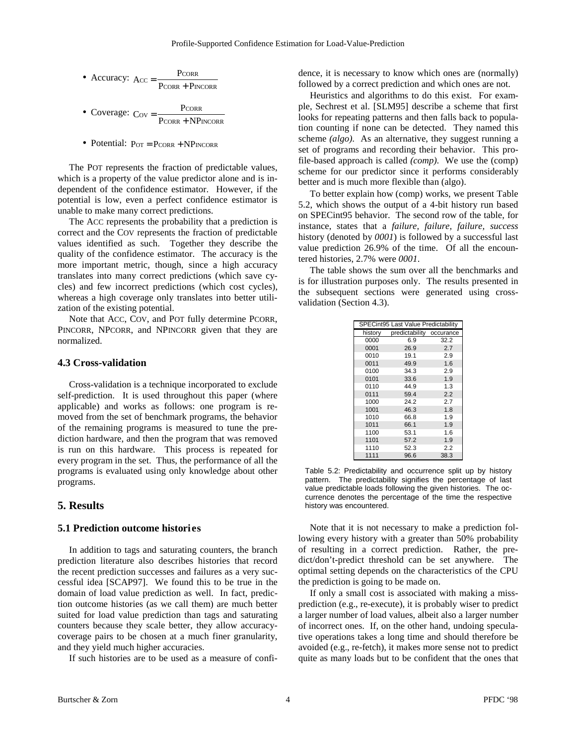- Accuracy: $\mathrm{ACC} = \frac{\mathrm{PCORR}}{\mathrm{PCORR} + \mathrm{PINCORR}}$
- Coverage: $\mathrm{COV} = \frac{\mathrm{PCORR}}{\mathrm{PCORR} + \mathrm{NPINCORR}}$
- Potential: $\mathrm{POT} = \mathrm{PCORR} + \mathrm{NPINCORR}$

The POT represents the fraction of predictable values, which is a property of the value predictor alone and is independent of the confidence estimator. However, if the potential is low, even a perfect confidence estimator is unable to make many correct predictions.

The ACC represents the probability that a prediction is correct and the COV represents the fraction of predictable values identified as such. Together they describe the quality of the confidence estimator. The accuracy is the more important metric, though, since a high accuracy translates into many correct predictions (which save cycles) and few incorrect predictions (which cost cycles), whereas a high coverage only translates into better utilization of the existing potential.

Note that ACC, COV, and POT fully determine PCORR, PINCORR, NPCORR, and NPINCORR given that they are normalized.

### 4.3 Cross-validation

Cross-validation is a technique incorporated to exclude self-prediction. It is used throughout this paper (where applicable) and works as follows: one program is removed from the set of benchmark programs, the behavior of the remaining programs is measured to tune the prediction hardware, and then the program that was removed is run on this hardware. This process is repeated for every program in the set. Thus, the performance of all the programs is evaluated using only knowledge about other programs.

## 5. Results

### 5.1 Prediction outcome histories

In addition to tags and saturating counters, the branch prediction literature also describes histories that record the recent prediction successes and failures as a very successful idea [SCAP97]. We found this to be true in the domain of load value prediction as well. In fact, prediction outcome histories (as we call them) are much better suited for load value prediction than tags and saturating counters because they scale better, they allow accuracy-coverage pairs to be chosen at a much finer granularity, and they yield much higher accuracies.

If such histories are to be used as a measure of confidence, it is necessary to know which ones are (normally) followed by a correct prediction and which ones are not.

Heuristics and algorithms to do this exist. For example, Sechrest et al. [SLM95] describe a scheme that first looks for repeating patterns and then falls back to population counting if none can be detected. They named this scheme *(algo)*. As an alternative, they suggest running a set of programs and recording their behavior. This profile-based approach is called *(comp)*. We use the (comp) scheme for our predictor since it performs considerably better and is much more flexible than (algo).

To better explain how (comp) works, we present Table 5.2, which shows the output of a 4-bit history run based on SPECint95 behavior. The second row of the table, for instance, states that a *failure, failure, failure, success* history (denoted by *0001*) is followed by a successful last value prediction 26.9% of the time. Of all the encountered histories, 2.7% were *0001*.

The table shows the sum over all the benchmarks and is for illustration purposes only. The results presented in the subsequent sections were generated using cross-validation (Section 4.3).

| SPECint95 Last Value Predictability | | |
|---|---|---|
| history | predictability | occurance |
| 0000 | 6.9 | 32.2 |
| 0001 | 26.9 | 2.7 |
| 0010 | 19.1 | 2.9 |
| 0011 | 49.9 | 1.6 |
| 0100 | 34.3 | 2.9 |
| 0101 | 33.6 | 1.9 |
| 0110 | 44.9 | 1.3 |
| 0111 | 59.4 | 2.2 |
| 1000 | 24.2 | 2.7 |
| 1001 | 46.3 | 1.8 |
| 1010 | 66.8 | 1.9 |
| 1011 | 66.1 | 1.9 |
| 1100 | 53.1 | 1.6 |
| 1101 | 57.2 | 1.9 |
| 1110 | 52.3 | 2.2 |
| 1111 | 96.6 | 38.3 |

Table 5.2: Predictability and occurrence split up by history pattern. The predictability signifies the percentage of last value predictable loads following the given histories. The occurrence denotes the percentage of the time the respective history was encountered.

Note that it is not necessary to make a prediction following every history with a greater than 50% probability of resulting in a correct prediction. Rather, the predict/don't-predict threshold can be set anywhere. The optimal setting depends on the characteristics of the CPU the prediction is going to be made on.

If only a small cost is associated with making a missprediction (e.g., re-execute), it is probably wiser to predict a larger number of load values, albeit also a larger number of incorrect ones. If, on the other hand, undoing speculative operations takes a long time and should therefore be avoided (e.g., re-fetch), it makes more sense not to predict quite as many loads but to be confident that the ones that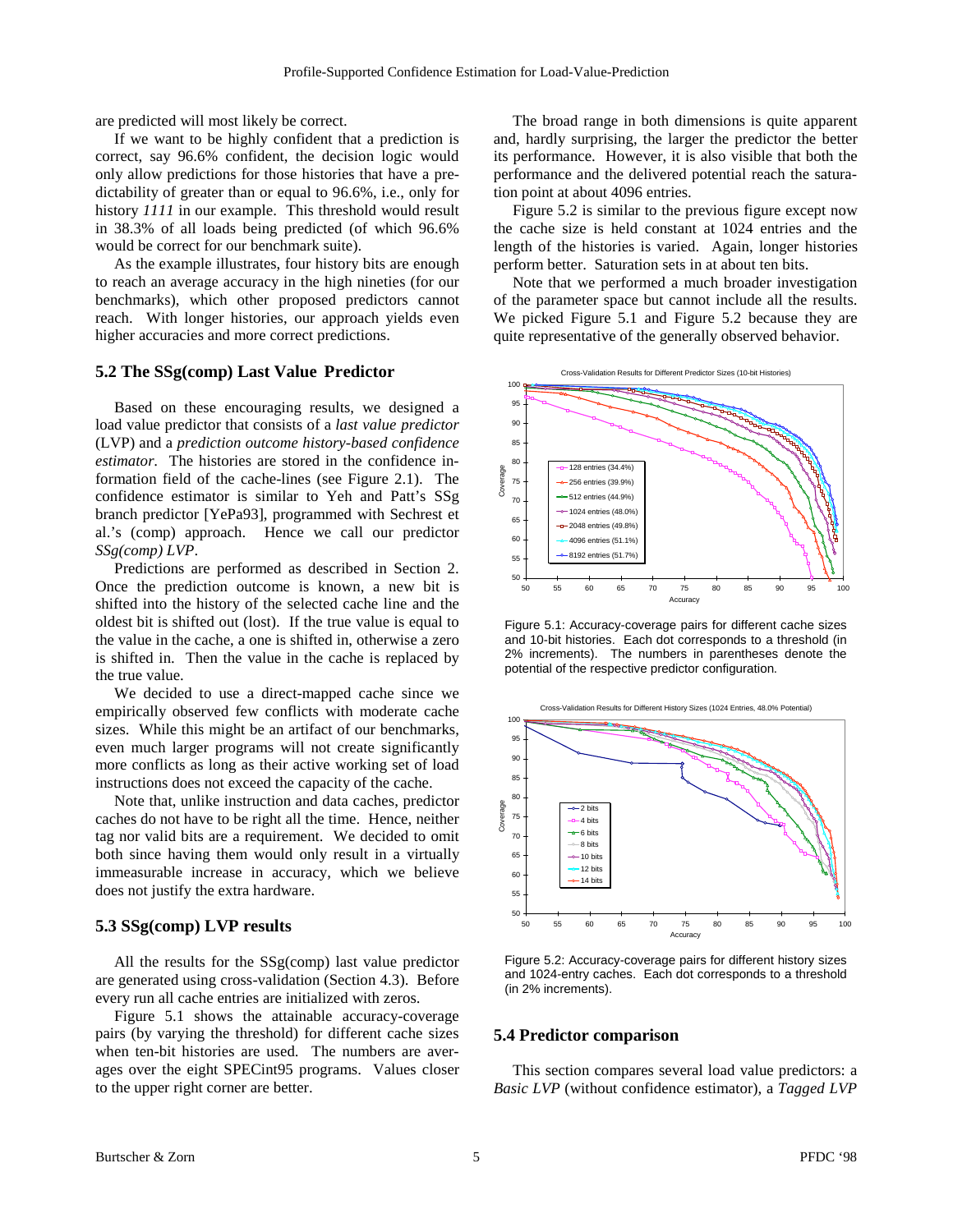are predicted will most likely be correct.

If we want to be highly confident that a prediction is correct, say 96.6% confident, the decision logic would only allow predictions for those histories that have a predictability of greater than or equal to 96.6%, i.e., only for history *1111* in our example. This threshold would result in 38.3% of all loads being predicted (of which 96.6% would be correct for our benchmark suite).

As the example illustrates, four history bits are enough to reach an average accuracy in the high nineties (for our benchmarks), which other proposed predictors cannot reach. With longer histories, our approach yields even higher accuracies and more correct predictions.

## 5.2 The SSg(comp) Last Value Predictor

Based on these encouraging results, we designed a load value predictor that consists of a *last value predictor* (LVP) and a *prediction outcome history-based confidence estimator*. The histories are stored in the confidence information field of the cache-lines (see Figure 2.1). The confidence estimator is similar to Yeh and Patt's SSg branch predictor [YePa93], programmed with Sechrest et al.'s (comp) approach. Hence we call our predictor *SSg(comp) LVP*.

Predictions are performed as described in Section 2. Once the prediction outcome is known, a new bit is shifted into the history of the selected cache line and the oldest bit is shifted out (lost). If the true value is equal to the value in the cache, a one is shifted in, otherwise a zero is shifted in. Then the value in the cache is replaced by the true value.

We decided to use a direct-mapped cache since we empirically observed few conflicts with moderate cache sizes. While this might be an artifact of our benchmarks, even much larger programs will not create significantly more conflicts as long as their active working set of load instructions does not exceed the capacity of the cache.

Note that, unlike instruction and data caches, predictor caches do not have to be right all the time. Hence, neither tag nor valid bits are a requirement. We decided to omit both since having them would only result in a virtually immeasurable increase in accuracy, which we believe does not justify the extra hardware.

## 5.3 SSg(comp) LVP results

All the results for the SSg(comp) last value predictor are generated using cross-validation (Section 4.3). Before every run all cache entries are initialized with zeros.

Figure 5.1 shows the attainable accuracy-coverage pairs (by varying the threshold) for different cache sizes when ten-bit histories are used. The numbers are averages over the eight SPECint95 programs. Values closer to the upper right corner are better.

The broad range in both dimensions is quite apparent and, hardly surprising, the larger the predictor the better its performance. However, it is also visible that both the performance and the delivered potential reach the saturation point at about 4096 entries.

Figure 5.2 is similar to the previous figure except now the cache size is held constant at 1024 entries and the length of the histories is varied. Again, longer histories perform better. Saturation sets in at about ten bits.

Note that we performed a much broader investigation of the parameter space but cannot include all the results. We picked Figure 5.1 and Figure 5.2 because they are quite representative of the generally observed behavior.

Figure 5.1: Accuracy-coverage pairs for different cache sizes and 10-bit histories. Each dot corresponds to a threshold (in 2% increments). The numbers in parentheses denote the potential of the respective predictor configuration.

Figure 5.2: Accuracy-coverage pairs for different history sizes and 1024-entry caches. Each dot corresponds to a threshold (in 2% increments).

## 5.4 Predictor comparison

This section compares several load value predictors: a *Basic LVP* (without confidence estimator), a *Tagged LVP*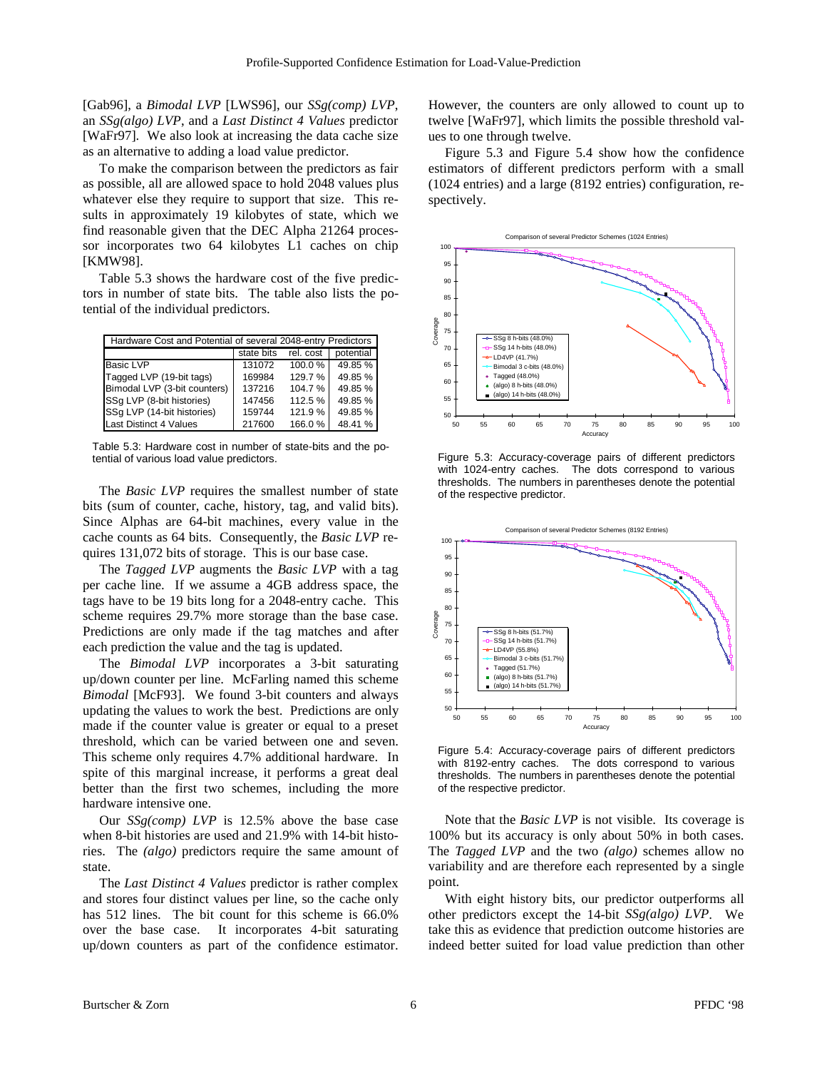[Gab96], a *Bimodal LVP* [LWS96], our *SSg(comp) LVP*, an *SSg(algo) LVP*, and a *Last Distinct 4 Values* predictor [WaFr97]. We also look at increasing the data cache size as an alternative to adding a load value predictor.

To make the comparison between the predictors as fair as possible, all are allowed space to hold 2048 values plus whatever else they require to support that size. This results in approximately 19 kilobytes of state, which we find reasonable given that the DEC Alpha 21264 processor incorporates two 64 kilobytes L1 caches on chip [KMW98].

Table 5.3 shows the hardware cost of the five predictors in number of state bits. The table also lists the potential of the individual predictors.

| Hardware Cost and Potential of several 2048-entry Predictors | | | |
|---|---|---|---|
| | state bits | rel. cost | potential |
| Basic LVP | 131072 | 100.0 % | 49.85 % |
| Tagged LVP (19-bit tags) | 169984 | 129.7 % | 49.85 % |
| Bimodal LVP (3-bit counters) | 137216 | 104.7 % | 49.85 % |
| SSg LVP (8-bit histories) | 147456 | 112.5 % | 49.85 % |
| SSg LVP (14-bit histories) | 159744 | 121.9 % | 49.85 % |
| Last Distinct 4 Values | 217600 | 166.0 % | 48.41 % |

Table 5.3: Hardware cost in number of state-bits and the potential of various load value predictors.

The *Basic LVP* requires the smallest number of state bits (sum of counter, cache, history, tag, and valid bits). Since Alphas are 64-bit machines, every value in the cache counts as 64 bits. Consequently, the *Basic LVP* requires 131,072 bits of storage. This is our base case.

The *Tagged LVP* augments the *Basic LVP* with a tag per cache line. If we assume a 4GB address space, the tags have to be 19 bits long for a 2048-entry cache. This scheme requires 29.7% more storage than the base case. Predictions are only made if the tag matches and after each prediction the value and the tag is updated.

The *Bimodal LVP* incorporates a 3-bit saturating up/down counter per line. McFarling named this scheme *Bimodal* [McF93]. We found 3-bit counters and always updating the values to work the best. Predictions are only made if the counter value is greater or equal to a preset threshold, which can be varied between one and seven. This scheme only requires 4.7% additional hardware. In spite of this marginal increase, it performs a great deal better than the first two schemes, including the more hardware intensive one.

Our *SSg(comp) LVP* is 12.5% above the base case when 8-bit histories are used and 21.9% with 14-bit histories. The *(algo)* predictors require the same amount of state.

The *Last Distinct 4 Values* predictor is rather complex and stores four distinct values per line, so the cache only has 512 lines. The bit count for this scheme is 66.0% over the base case. It incorporates 4-bit saturating up/down counters as part of the confidence estimator. However, the counters are only allowed to count up to twelve [WaFr97], which limits the possible threshold values to one through twelve.

Figure 5.3 and Figure 5.4 show how the confidence estimators of different predictors perform with a small (1024 entries) and a large (8192 entries) configuration, respectively.

Figure 5.3: Accuracy-coverage pairs of different predictors with 1024-entry caches. The dots correspond to various thresholds. The numbers in parentheses denote the potential of the respective predictor.

Figure 5.4: Accuracy-coverage pairs of different predictors with 8192-entry caches. The dots correspond to various thresholds. The numbers in parentheses denote the potential of the respective predictor.

Note that the *Basic LVP* is not visible. Its coverage is 100% but its accuracy is only about 50% in both cases. The *Tagged LVP* and the two *(algo)* schemes allow no variability and are therefore each represented by a single point.

With eight history bits, our predictor outperforms all other predictors except the 14-bit *SSg(algo) LVP*. We take this as evidence that prediction outcome histories are indeed better suited for load value prediction than other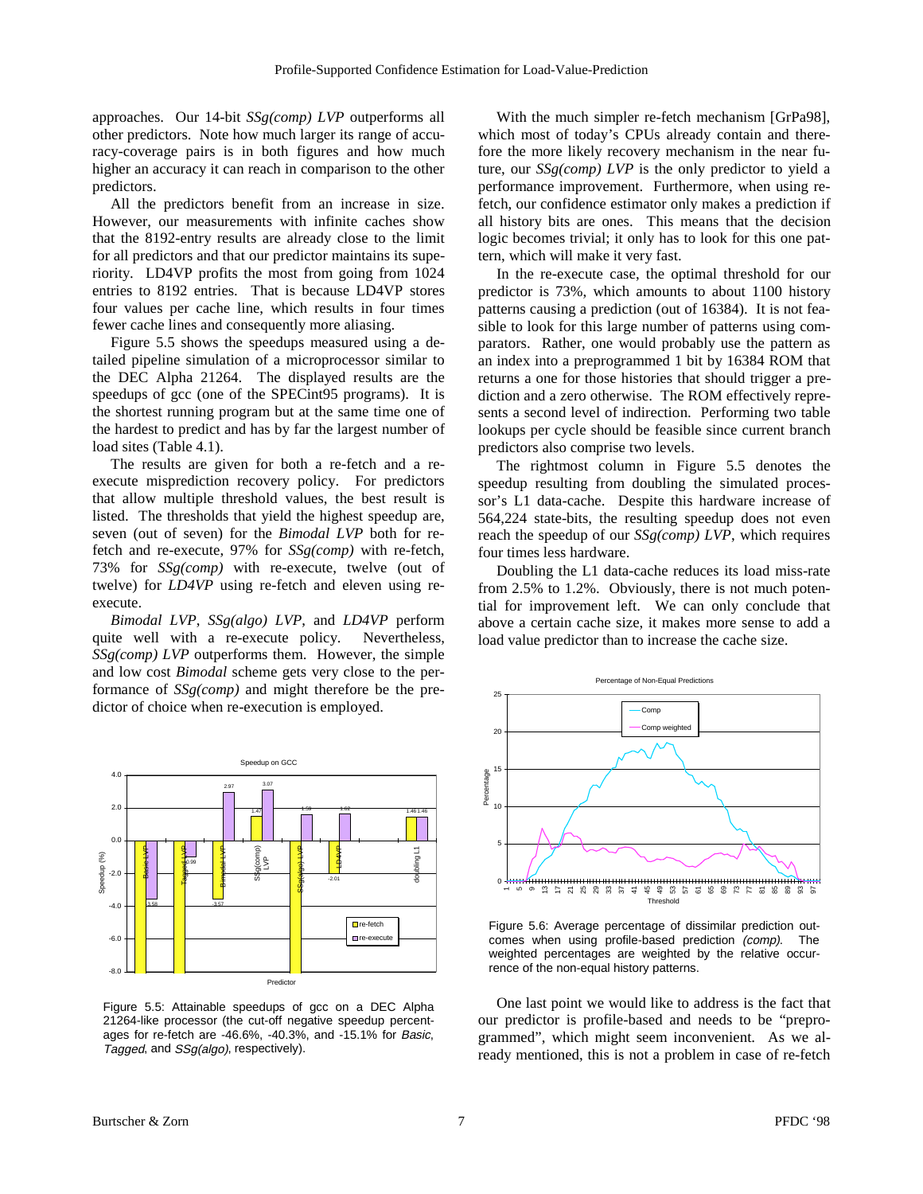approaches. Our 14-bit *SSg(comp) LVP* outperforms all other predictors. Note how much larger its range of accuracy-coverage pairs is in both figures and how much higher an accuracy it can reach in comparison to the other predictors.

All the predictors benefit from an increase in size. However, our measurements with infinite caches show that the 8192-entry results are already close to the limit for all predictors and that our predictor maintains its superiority. LD4VP profits the most from going from 1024 entries to 8192 entries. That is because LD4VP stores four values per cache line, which results in four times fewer cache lines and consequently more aliasing.

Figure 5.5 shows the speedups measured using a detailed pipeline simulation of a microprocessor similar to the DEC Alpha 21264. The displayed results are the speedups of gcc (one of the SPECint95 programs). It is the shortest running program but at the same time one of the hardest to predict and has by far the largest number of load sites (Table 4.1).

The results are given for both a re-fetch and a re-execute misprediction recovery policy. For predictors that allow multiple threshold values, the best result is listed. The thresholds that yield the highest speedup are, seven (out of seven) for the *Bimodal LVP* both for re-fetch and re-execute, 97% for *SSg(comp)* with re-fetch, 73% for *SSg(comp)* with re-execute, twelve (out of twelve) for *LD4VP* using re-fetch and eleven using re-execute.

*Bimodal LVP*, *SSg(algo) LVP*, and *LD4VP* perform quite well with a re-execute policy. Nevertheless, *SSg(comp) LVP* outperforms them. However, the simple and low cost *Bimodal* scheme gets very close to the performance of *SSg(comp)* and might therefore be the predictor of choice when re-execution is employed.

Figure 5.5: Attainable speedups of gcc on a DEC Alpha 21264-like processor (the cut-off negative speedup percentages for re-fetch are -46.6%, -40.3%, and -15.1% for *Basic*, *Tagged*, and *SSg(algo)*, respectively).

With the much simpler re-fetch mechanism [GrPa98], which most of today's CPUs already contain and therefore the more likely recovery mechanism in the near future, our *SSg(comp) LVP* is the only predictor to yield a performance improvement. Furthermore, when using re-fetch, our confidence estimator only makes a prediction if all history bits are ones. This means that the decision logic becomes trivial; it only has to look for this one pattern, which will make it very fast.

In the re-execute case, the optimal threshold for our predictor is 73%, which amounts to about 1100 history patterns causing a prediction (out of 16384). It is not feasible to look for this large number of patterns using comparators. Rather, one would probably use the pattern as an index into a preprogrammed 1 bit by 16384 ROM that returns a one for those histories that should trigger a prediction and a zero otherwise. The ROM effectively represents a second level of indirection. Performing two table lookups per cycle should be feasible since current branch predictors also comprise two levels.

The rightmost column in Figure 5.5 denotes the speedup resulting from doubling the simulated processor's L1 data-cache. Despite this hardware increase of 564,224 state-bits, the resulting speedup does not even reach the speedup of our *SSg(comp) LVP*, which requires four times less hardware.

Doubling the L1 data-cache reduces its load miss-rate from 2.5% to 1.2%. Obviously, there is not much potential for improvement left. We can only conclude that above a certain cache size, it makes more sense to add a load value predictor than to increase the cache size.

Figure 5.6: Average percentage of dissimilar prediction outcomes when using profile-based prediction *(comp)*. The weighted percentages are weighted by the relative occurrence of the non-equal history patterns.

One last point we would like to address is the fact that our predictor is profile-based and needs to be "preprogrammed", which might seem inconvenient. As we already mentioned, this is not a problem in case of re-fetch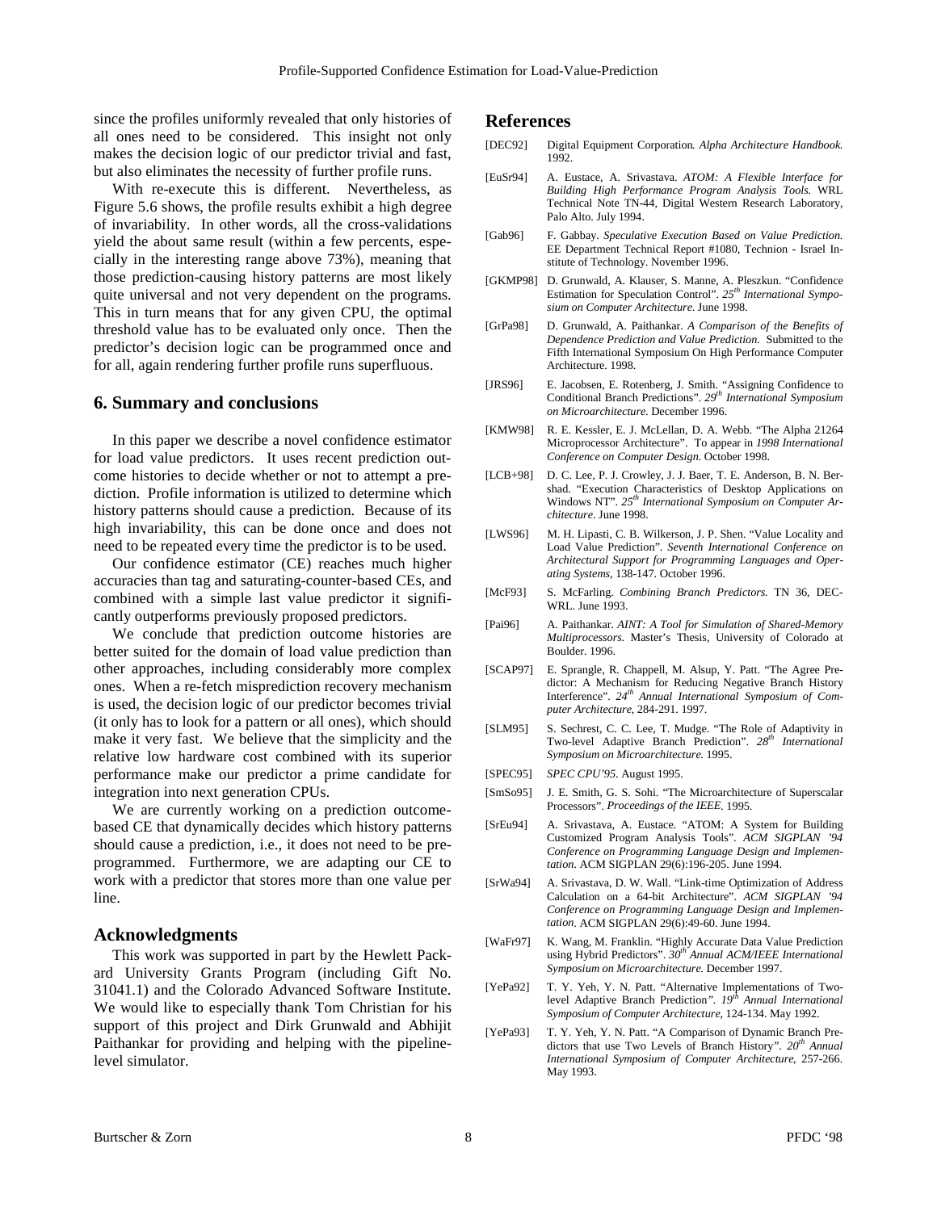since the profiles uniformly revealed that only histories of all ones need to be considered. This insight not only makes the decision logic of our predictor trivial and fast, but also eliminates the necessity of further profile runs.

With re-execute this is different. Nevertheless, as Figure 5.6 shows, the profile results exhibit a high degree of invariability. In other words, all the cross-validations yield the about same result (within a few percents, especially in the interesting range above 73%), meaning that those prediction-causing history patterns are most likely quite universal and not very dependent on the programs. This in turn means that for any given CPU, the optimal threshold value has to be evaluated only once. Then the predictor's decision logic can be programmed once and for all, again rendering further profile runs superfluous.

## 6. Summary and conclusions

In this paper we describe a novel confidence estimator for load value predictors. It uses recent prediction outcome histories to decide whether or not to attempt a prediction. Profile information is utilized to determine which history patterns should cause a prediction. Because of its high invariability, this can be done once and does not need to be repeated every time the predictor is to be used.

Our confidence estimator (CE) reaches much higher accuracies than tag and saturating-counter-based CEs, and combined with a simple last value predictor it significantly outperforms previously proposed predictors.

We conclude that prediction outcome histories are better suited for the domain of load value prediction than other approaches, including considerably more complex ones. When a re-fetch misprediction recovery mechanism is used, the decision logic of our predictor becomes trivial (it only has to look for a pattern or all ones), which should make it very fast. We believe that the simplicity and the relative low hardware cost combined with its superior performance make our predictor a prime candidate for integration into next generation CPUs.

We are currently working on a prediction outcome-based CE that dynamically decides which history patterns should cause a prediction, i.e., it does not need to be preprogrammed. Furthermore, we are adapting our CE to work with a predictor that stores more than one value per line.

## Acknowledgments

This work was supported in part by the Hewlett Packard University Grants Program (including Gift No. 31041.1) and the Colorado Advanced Software Institute. We would like to especially thank Tom Christian for his support of this project and Dirk Grunwald and Abhijit Paithankar for providing and helping with the pipeline-level simulator.

## References

[DEC92] Digital Equipment Corporation. *Alpha Architecture Handbook.* 1992.

[EuSr94] A. Eustace, A. Srivastava. *ATOM: A Flexible Interface for Building High Performance Program Analysis Tools.* WRL Technical Note TN-44, Digital Western Research Laboratory, Palo Alto. July 1994.

[Gab96] F. Gabbay. *Speculative Execution Based on Value Prediction.* EE Department Technical Report #1080, Technion - Israel Institute of Technology. November 1996.

[GKMP98] D. Grunwald, A. Klauser, S. Manne, A. Pleszkun. "Confidence Estimation for Speculation Control". *25th International Symposium on Computer Architecture.* June 1998.

[GrPa98] D. Grunwald, A. Paithankar. *A Comparison of the Benefits of Dependence Prediction and Value Prediction.* Submitted to the Fifth International Symposium On High Performance Computer Architecture. 1998.

[JRS96] E. Jacobsen, E. Rotenberg, J. Smith. "Assigning Confidence to Conditional Branch Predictions". *29th International Symposium on Microarchitecture.* December 1996.

[KMW98] R. E. Kessler, E. J. McLellan, D. A. Webb. "The Alpha 21264 Microprocessor Architecture". To appear in *1998 International Conference on Computer Design.* October 1998.

[LCB+98] D. C. Lee, P. J. Crowley, J. J. Baer, T. E. Anderson, B. N. Bershad. "Execution Characteristics of Desktop Applications on Windows NT". *25th International Symposium on Computer Architecture*. June 1998.

[LWS96] M. H. Lipasti, C. B. Wilkerson, J. P. Shen. "Value Locality and Load Value Prediction". *Seventh International Conference on Architectural Support for Programming Languages and Operating Systems*, 138-147. October 1996.

[McF93] S. McFarling. *Combining Branch Predictors.* TN 36, DEC-WRL. June 1993.

[Pai96] A. Paithankar. *AINT: A Tool for Simulation of Shared-Memory Multiprocessors.* Master's Thesis, University of Colorado at Boulder. 1996.

[SCAP97] E. Sprangle, R. Chappell, M. Alsup, Y. Patt. "The Agree Predictor: A Mechanism for Reducing Negative Branch History Interference". *24th Annual International Symposium of Computer Architecture*, 284-291. 1997.

[SLM95] S. Sechrest, C. C. Lee, T. Mudge. "The Role of Adaptivity in Two-level Adaptive Branch Prediction". *28th International Symposium on Microarchitecture.* 1995.

[SPEC95] *SPEC CPU'95*. August 1995.

[SmSo95] J. E. Smith, G. S. Sohi. "The Microarchitecture of Superscalar Processors". *Proceedings of the IEEE.* 1995.

[SrEu94] A. Srivastava, A. Eustace. "ATOM: A System for Building Customized Program Analysis Tools". *ACM SIGPLAN '94 Conference on Programming Language Design and Implementation.* ACM SIGPLAN 29(6):196-205. June 1994.

[SrWa94] A. Srivastava, D. W. Wall. "Link-time Optimization of Address Calculation on a 64-bit Architecture". *ACM SIGPLAN '94 Conference on Programming Language Design and Implementation*. ACM SIGPLAN 29(6):49-60. June 1994.

[WaFr97] K. Wang, M. Franklin. "Highly Accurate Data Value Prediction using Hybrid Predictors". *30th Annual ACM/IEEE International Symposium on Microarchitecture.* December 1997.

[YePa92] T. Y. Yeh, Y. N. Patt. "Alternative Implementations of Two-level Adaptive Branch Prediction". *19th Annual International Symposium of Computer Architecture*, 124-134. May 1992.

[YePa93] T. Y. Yeh, Y. N. Patt. "A Comparison of Dynamic Branch Predictors that use Two Levels of Branch History". *20th Annual International Symposium of Computer Architecture*, 257-266. May 1993.